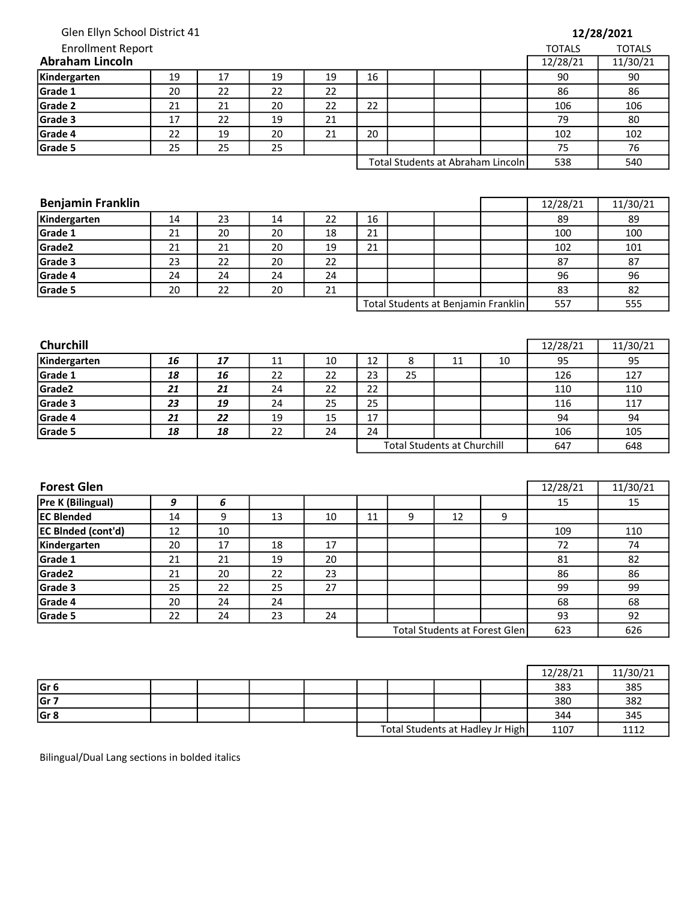Glen Ellyn School District 41

Enrollment Report

**12/28/2021**

## Abraham Lincoln

| | | | | | | | | | TOTALS 12/28/21 | TOTALS 11/30/21 |
|---|---|---|---|---|---|---|---|---|---|---|
| **Kindergarten** | 19 | 17 | 19 | 19 | 16 | | | | 90 | 90 |
| **Grade 1** | 20 | 22 | 22 | 22 | | | | | 86 | 86 |
| **Grade 2** | 21 | 21 | 20 | 22 | 22 | | | | 106 | 106 |
| **Grade 3** | 17 | 22 | 19 | 21 | | | | | 79 | 80 |
| **Grade 4** | 22 | 19 | 20 | 21 | 20 | | | | 102 | 102 |
| **Grade 5** | 25 | 25 | 25 | | | | | | 75 | 76 |
| | | | | | Total Students at Abraham Lincoln | | | | 538 | 540 |

## Benjamin Franklin

| | | | | | | | | | 12/28/21 | 11/30/21 |
|---|---|---|---|---|---|---|---|---|---|---|
| **Kindergarten** | 14 | 23 | 14 | 22 | 16 | | | | 89 | 89 |
| **Grade 1** | 21 | 20 | 20 | 18 | 21 | | | | 100 | 100 |
| **Grade2** | 21 | 21 | 20 | 19 | 21 | | | | 102 | 101 |
| **Grade 3** | 23 | 22 | 20 | 22 | | | | | 87 | 87 |
| **Grade 4** | 24 | 24 | 24 | 24 | | | | | 96 | 96 |
| **Grade 5** | 20 | 22 | 20 | 21 | | | | | 83 | 82 |
| | | | | | Total Students at Benjamin Franklin | | | | 557 | 555 |

## Churchill

| | | | | | | | | | 12/28/21 | 11/30/21 |
|---|---|---|---|---|---|---|---|---|---|---|
| **Kindergarten** | ***16*** | ***17*** | 11 | 10 | 12 | 8 | 11 | 10 | 95 | 95 |
| **Grade 1** | ***18*** | ***16*** | 22 | 22 | 23 | 25 | | | 126 | 127 |
| **Grade2** | ***21*** | ***21*** | 24 | 22 | 22 | | | | 110 | 110 |
| **Grade 3** | ***23*** | ***19*** | 24 | 25 | 25 | | | | 116 | 117 |
| **Grade 4** | ***21*** | ***22*** | 19 | 15 | 17 | | | | 94 | 94 |
| **Grade 5** | ***18*** | ***18*** | 22 | 24 | 24 | | | | 106 | 105 |
| | | | | | Total Students at Churchill | | | | 647 | 648 |

## Forest Glen

| | | | | | | | | | 12/28/21 | 11/30/21 |
|---|---|---|---|---|---|---|---|---|---|---|
| **Pre K (Bilingual)** | ***9*** | ***6*** | | | | | | | 15 | 15 |
| **EC Blended** | 14 | 9 | 13 | 10 | 11 | 9 | 12 | 9 | | |
| **EC Blnded (cont'd)** | 12 | 10 | | | | | | | 109 | 110 |
| **Kindergarten** | 20 | 17 | 18 | 17 | | | | | 72 | 74 |
| **Grade 1** | 21 | 21 | 19 | 20 | | | | | 81 | 82 |
| **Grade2** | 21 | 20 | 22 | 23 | | | | | 86 | 86 |
| **Grade 3** | 25 | 22 | 25 | 27 | | | | | 99 | 99 |
| **Grade 4** | 20 | 24 | 24 | | | | | | 68 | 68 |
| **Grade 5** | 22 | 24 | 23 | 24 | | | | | 93 | 92 |
| | | | | | Total Students at Forest Glen | | | | 623 | 626 |

## Hadley Jr High

| | | | | | | | | | 12/28/21 | 11/30/21 |
|---|---|---|---|---|---|---|---|---|---|---|
| **Gr 6** | | | | | | | | | 383 | 385 |
| **Gr 7** | | | | | | | | | 380 | 382 |
| **Gr 8** | | | | | | | | | 344 | 345 |
| | | | | | Total Students at Hadley Jr High | | | | 1107 | 1112 |

Bilingual/Dual Lang sections in bolded italics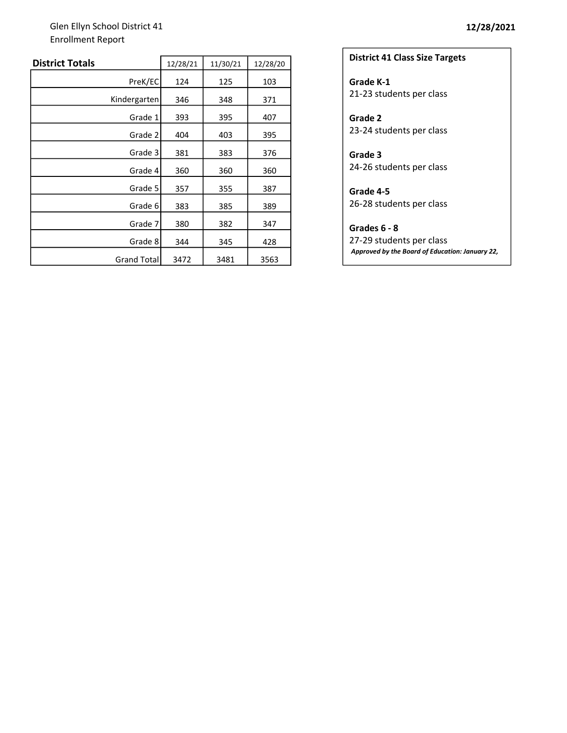Glen Ellyn School District 41
Enrollment Report

**12/28/2021**

| District Totals | 12/28/21 | 11/30/21 | 12/28/20 |
|---|---|---|---|
| PreK/EC | 124 | 125 | 103 |
| Kindergarten | 346 | 348 | 371 |
| Grade 1 | 393 | 395 | 407 |
| Grade 2 | 404 | 403 | 395 |
| Grade 3 | 381 | 383 | 376 |
| Grade 4 | 360 | 360 | 360 |
| Grade 5 | 357 | 355 | 387 |
| Grade 6 | 383 | 385 | 389 |
| Grade 7 | 380 | 382 | 347 |
| Grade 8 | 344 | 345 | 428 |
| Grand Total | 3472 | 3481 | 3563 |

**District 41 Class Size Targets**

**Grade K-1**
21-23 students per class

**Grade 2**
23-24 students per class

**Grade 3**
24-26 students per class

**Grade 4-5**
26-28 students per class

**Grades 6 - 8**
27-29 students per class

***Approved by the Board of Education: January 22,***